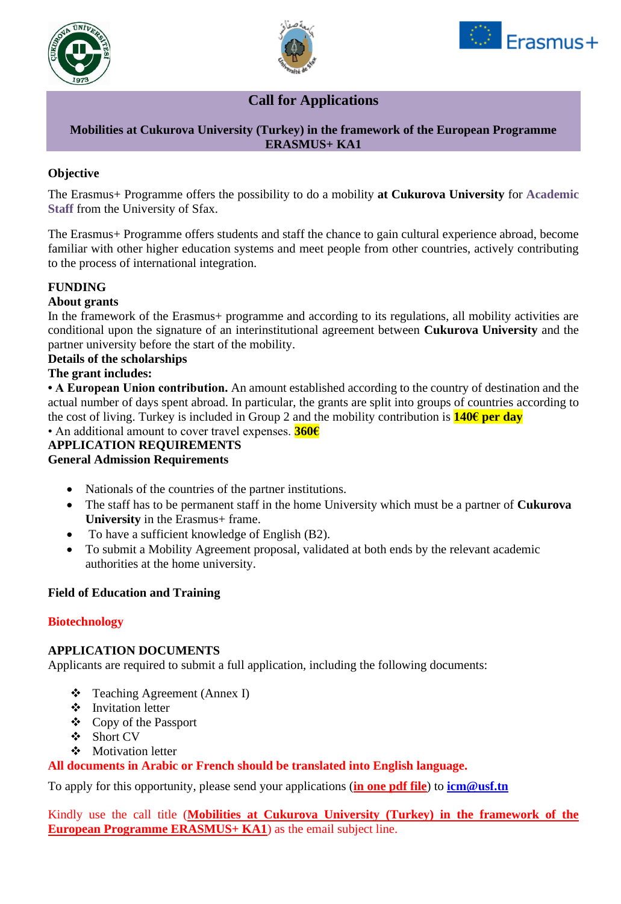# Call for Applications

**Mobilities at Cukurova University (Turkey) in the framework of the European Programme ERASMUS+ KA1**

## Objective

The Erasmus+ Programme offers the possibility to do a mobility **at Cukurova University** for **Academic Staff** from the University of Sfax.

The Erasmus+ Programme offers students and staff the chance to gain cultural experience abroad, become familiar with other higher education systems and meet people from other countries, actively contributing to the process of international integration.

## FUNDING

### About grants

In the framework of the Erasmus+ programme and according to its regulations, all mobility activities are conditional upon the signature of an interinstitutional agreement between **Cukurova University** and the partner university before the start of the mobility.

### Details of the scholarships

**The grant includes:**

• **A European Union contribution.** An amount established according to the country of destination and the actual number of days spent abroad. In particular, the grants are split into groups of countries according to the cost of living. Turkey is included in Group 2 and the mobility contribution is **140€ per day**

• An additional amount to cover travel expenses. **360€**

## APPLICATION REQUIREMENTS

### General Admission Requirements

- Nationals of the countries of the partner institutions.
- The staff has to be permanent staff in the home University which must be a partner of **Cukurova University** in the Erasmus+ frame.
- To have a sufficient knowledge of English (B2).
- To submit a Mobility Agreement proposal, validated at both ends by the relevant academic authorities at the home university.

### Field of Education and Training

**Biotechnology**

## APPLICATION DOCUMENTS

Applicants are required to submit a full application, including the following documents:

- Teaching Agreement (Annex I)
- Invitation letter
- Copy of the Passport
- Short CV
- Motivation letter

**All documents in Arabic or French should be translated into English language.**

To apply for this opportunity, please send your applications (**in one pdf file**) to **icm@usf.tn**

Kindly use the call title (**Mobilities at Cukurova University (Turkey) in the framework of the European Programme ERASMUS+ KA1**) as the email subject line.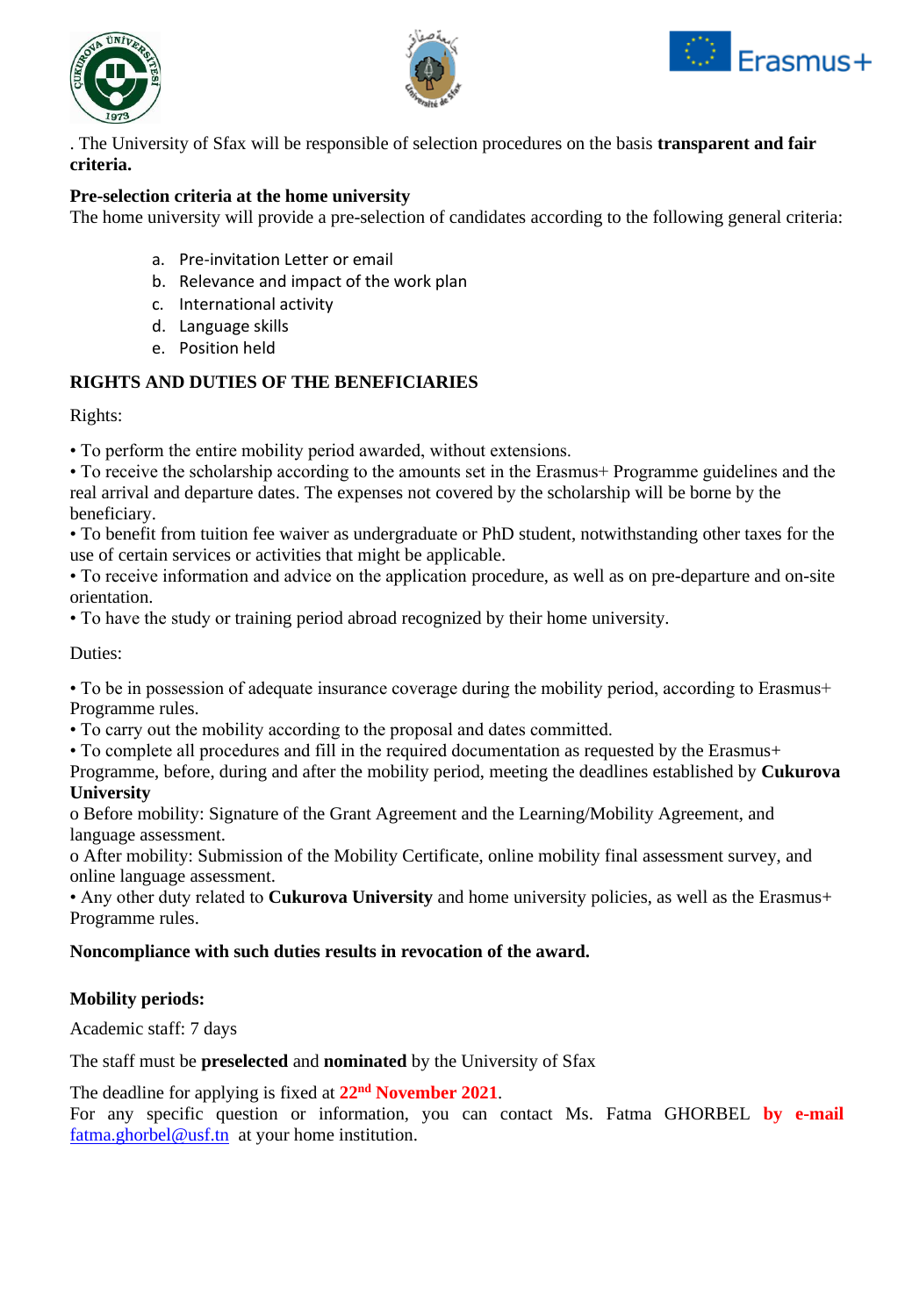. The University of Sfax will be responsible of selection procedures on the basis **transparent and fair criteria.**

**Pre-selection criteria at the home university**

The home university will provide a pre-selection of candidates according to the following general criteria:

a. Pre-invitation Letter or email
b. Relevance and impact of the work plan
c. International activity
d. Language skills
e. Position held

**RIGHTS AND DUTIES OF THE BENEFICIARIES**

Rights:

• To perform the entire mobility period awarded, without extensions.
• To receive the scholarship according to the amounts set in the Erasmus+ Programme guidelines and the real arrival and departure dates. The expenses not covered by the scholarship will be borne by the beneficiary.
• To benefit from tuition fee waiver as undergraduate or PhD student, notwithstanding other taxes for the use of certain services or activities that might be applicable.
• To receive information and advice on the application procedure, as well as on pre-departure and on-site orientation.
• To have the study or training period abroad recognized by their home university.

Duties:

• To be in possession of adequate insurance coverage during the mobility period, according to Erasmus+ Programme rules.
• To carry out the mobility according to the proposal and dates committed.
• To complete all procedures and fill in the required documentation as requested by the Erasmus+ Programme, before, during and after the mobility period, meeting the deadlines established by **Cukurova University**
o Before mobility: Signature of the Grant Agreement and the Learning/Mobility Agreement, and language assessment.
o After mobility: Submission of the Mobility Certificate, online mobility final assessment survey, and online language assessment.
• Any other duty related to **Cukurova University** and home university policies, as well as the Erasmus+ Programme rules.

**Noncompliance with such duties results in revocation of the award.**

**Mobility periods:**

Academic staff: 7 days

The staff must be **preselected** and **nominated** by the University of Sfax

The deadline for applying is fixed at **22nd November 2021**.
For any specific question or information, you can contact Ms. Fatma GHORBEL **by e-mail** fatma.ghorbel@usf.tn at your home institution.